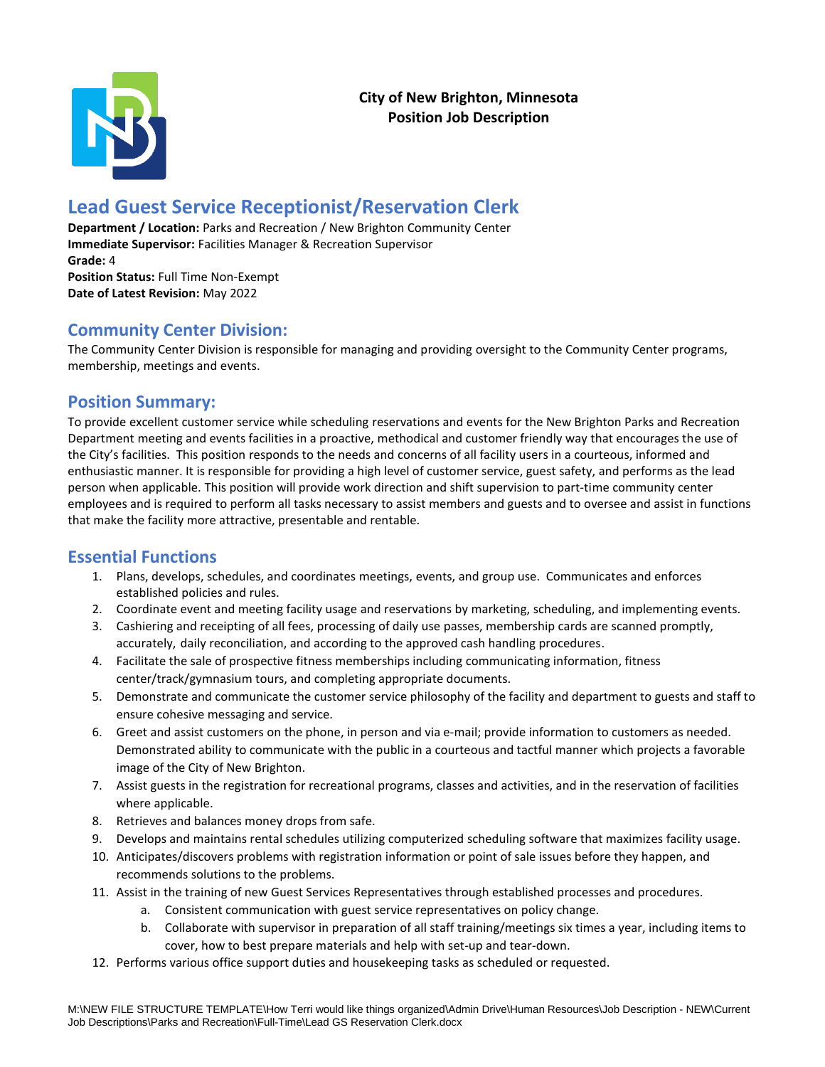**City of New Brighton, Minnesota**
**Position Job Description**

# Lead Guest Service Receptionist/Reservation Clerk

**Department / Location:** Parks and Recreation / New Brighton Community Center
**Immediate Supervisor:** Facilities Manager & Recreation Supervisor
**Grade:** 4
**Position Status:** Full Time Non-Exempt
**Date of Latest Revision:** May 2022

## Community Center Division:

The Community Center Division is responsible for managing and providing oversight to the Community Center programs, membership, meetings and events.

## Position Summary:

To provide excellent customer service while scheduling reservations and events for the New Brighton Parks and Recreation Department meeting and events facilities in a proactive, methodical and customer friendly way that encourages the use of the City's facilities. This position responds to the needs and concerns of all facility users in a courteous, informed and enthusiastic manner. It is responsible for providing a high level of customer service, guest safety, and performs as the lead person when applicable. This position will provide work direction and shift supervision to part-time community center employees and is required to perform all tasks necessary to assist members and guests and to oversee and assist in functions that make the facility more attractive, presentable and rentable.

## Essential Functions

1. Plans, develops, schedules, and coordinates meetings, events, and group use. Communicates and enforces established policies and rules.
2. Coordinate event and meeting facility usage and reservations by marketing, scheduling, and implementing events.
3. Cashiering and receipting of all fees, processing of daily use passes, membership cards are scanned promptly, accurately, daily reconciliation, and according to the approved cash handling procedures.
4. Facilitate the sale of prospective fitness memberships including communicating information, fitness center/track/gymnasium tours, and completing appropriate documents.
5. Demonstrate and communicate the customer service philosophy of the facility and department to guests and staff to ensure cohesive messaging and service.
6. Greet and assist customers on the phone, in person and via e-mail; provide information to customers as needed. Demonstrated ability to communicate with the public in a courteous and tactful manner which projects a favorable image of the City of New Brighton.
7. Assist guests in the registration for recreational programs, classes and activities, and in the reservation of facilities where applicable.
8. Retrieves and balances money drops from safe.
9. Develops and maintains rental schedules utilizing computerized scheduling software that maximizes facility usage.
10. Anticipates/discovers problems with registration information or point of sale issues before they happen, and recommends solutions to the problems.
11. Assist in the training of new Guest Services Representatives through established processes and procedures.
    a. Consistent communication with guest service representatives on policy change.
    b. Collaborate with supervisor in preparation of all staff training/meetings six times a year, including items to cover, how to best prepare materials and help with set-up and tear-down.
12. Performs various office support duties and housekeeping tasks as scheduled or requested.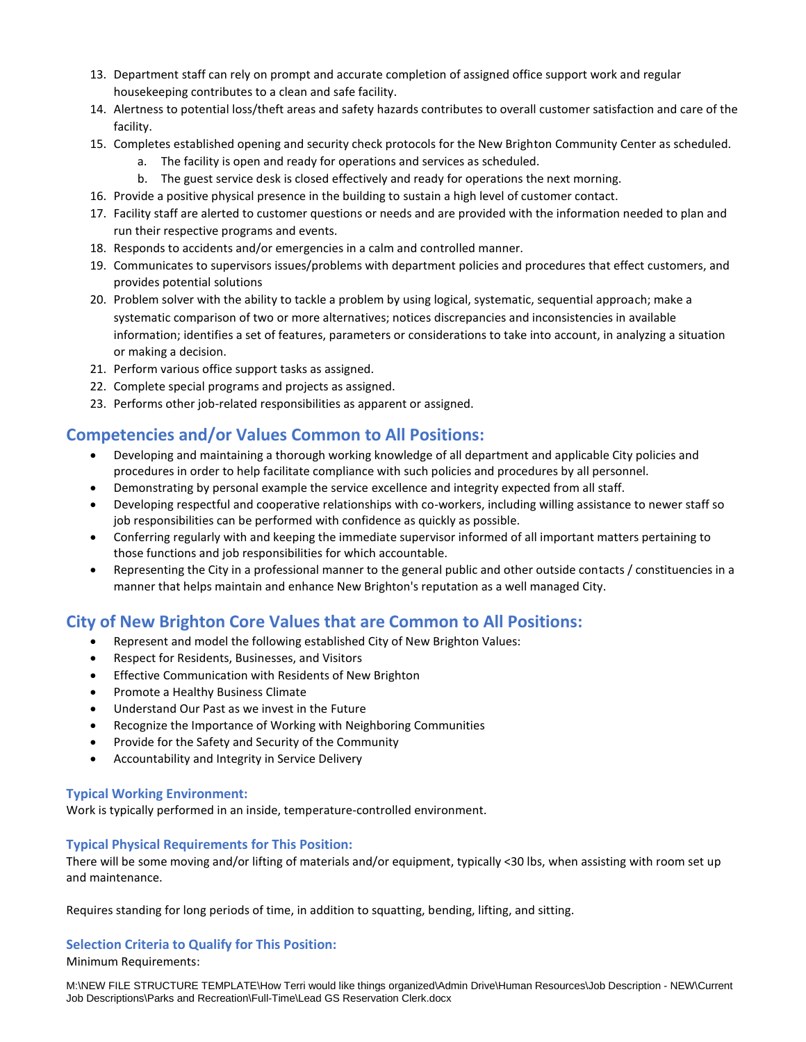13. Department staff can rely on prompt and accurate completion of assigned office support work and regular housekeeping contributes to a clean and safe facility.
14. Alertness to potential loss/theft areas and safety hazards contributes to overall customer satisfaction and care of the facility.
15. Completes established opening and security check protocols for the New Brighton Community Center as scheduled.
    a. The facility is open and ready for operations and services as scheduled.
    b. The guest service desk is closed effectively and ready for operations the next morning.
16. Provide a positive physical presence in the building to sustain a high level of customer contact.
17. Facility staff are alerted to customer questions or needs and are provided with the information needed to plan and run their respective programs and events.
18. Responds to accidents and/or emergencies in a calm and controlled manner.
19. Communicates to supervisors issues/problems with department policies and procedures that effect customers, and provides potential solutions
20. Problem solver with the ability to tackle a problem by using logical, systematic, sequential approach; make a systematic comparison of two or more alternatives; notices discrepancies and inconsistencies in available information; identifies a set of features, parameters or considerations to take into account, in analyzing a situation or making a decision.
21. Perform various office support tasks as assigned.
22. Complete special programs and projects as assigned.
23. Performs other job-related responsibilities as apparent or assigned.

## Competencies and/or Values Common to All Positions:

- Developing and maintaining a thorough working knowledge of all department and applicable City policies and procedures in order to help facilitate compliance with such policies and procedures by all personnel.
- Demonstrating by personal example the service excellence and integrity expected from all staff.
- Developing respectful and cooperative relationships with co-workers, including willing assistance to newer staff so job responsibilities can be performed with confidence as quickly as possible.
- Conferring regularly with and keeping the immediate supervisor informed of all important matters pertaining to those functions and job responsibilities for which accountable.
- Representing the City in a professional manner to the general public and other outside contacts / constituencies in a manner that helps maintain and enhance New Brighton's reputation as a well managed City.

## City of New Brighton Core Values that are Common to All Positions:

- Represent and model the following established City of New Brighton Values:
- Respect for Residents, Businesses, and Visitors
- Effective Communication with Residents of New Brighton
- Promote a Healthy Business Climate
- Understand Our Past as we invest in the Future
- Recognize the Importance of Working with Neighboring Communities
- Provide for the Safety and Security of the Community
- Accountability and Integrity in Service Delivery

### Typical Working Environment:

Work is typically performed in an inside, temperature-controlled environment.

### Typical Physical Requirements for This Position:

There will be some moving and/or lifting of materials and/or equipment, typically <30 lbs, when assisting with room set up and maintenance.

Requires standing for long periods of time, in addition to squatting, bending, lifting, and sitting.

### Selection Criteria to Qualify for This Position:

Minimum Requirements: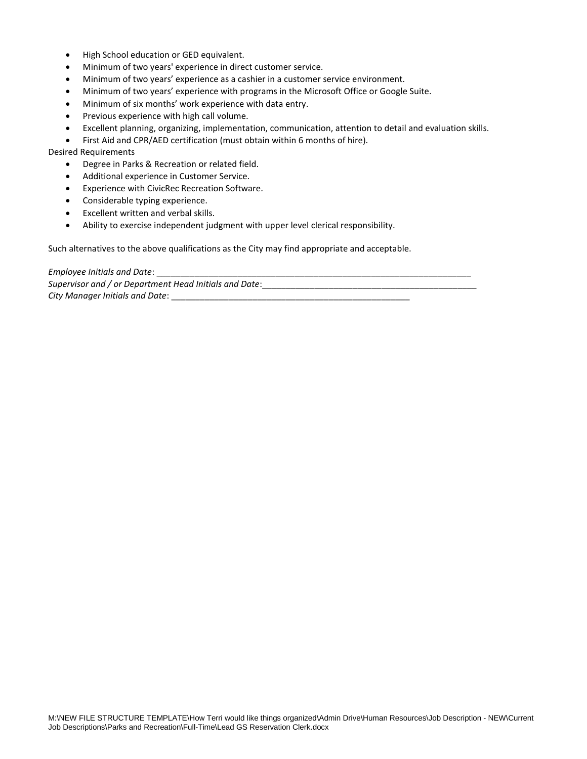- High School education or GED equivalent.
- Minimum of two years' experience in direct customer service.
- Minimum of two years' experience as a cashier in a customer service environment.
- Minimum of two years' experience with programs in the Microsoft Office or Google Suite.
- Minimum of six months' work experience with data entry.
- Previous experience with high call volume.
- Excellent planning, organizing, implementation, communication, attention to detail and evaluation skills.
- First Aid and CPR/AED certification (must obtain within 6 months of hire).

Desired Requirements

- Degree in Parks & Recreation or related field.
- Additional experience in Customer Service.
- Experience with CivicRec Recreation Software.
- Considerable typing experience.
- Excellent written and verbal skills.
- Ability to exercise independent judgment with upper level clerical responsibility.

Such alternatives to the above qualifications as the City may find appropriate and acceptable.

*Employee Initials and Date*: ____________________________________________________________________

*Supervisor and / or Department Head Initials and Date*:______________________________________________

*City Manager Initials and Date*: ____________________________________________________

M:\NEW FILE STRUCTURE TEMPLATE\How Terri would like things organized\Admin Drive\Human Resources\Job Description - NEW\Current Job Descriptions\Parks and Recreation\Full-Time\Lead GS Reservation Clerk.docx